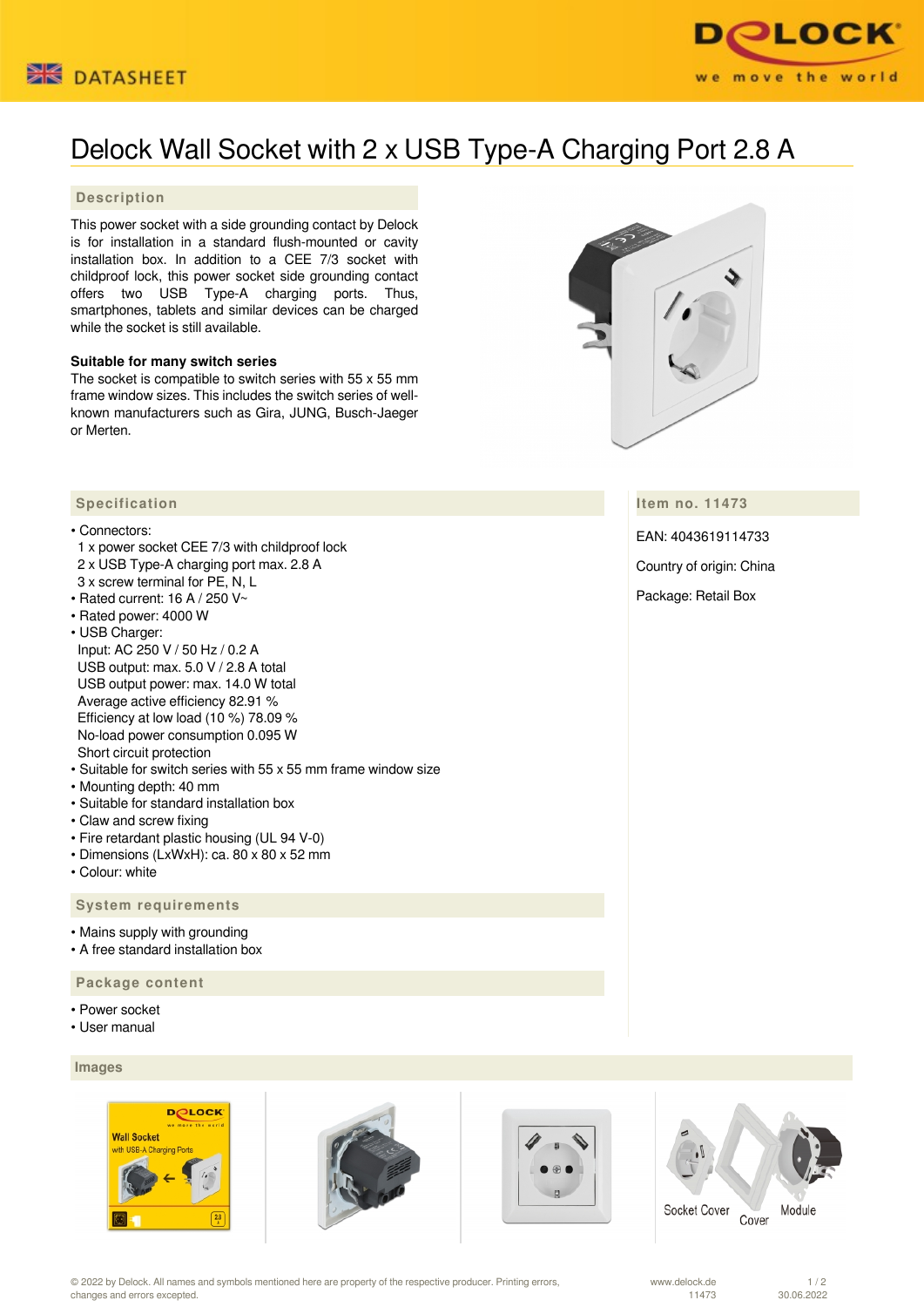# Delock Wall Socket with 2 x USB Type-A Charging Port 2.8 A

## Description

This power socket with a side grounding contact by Delock is for installation in a standard flush-mounted or cavity installation box. In addition to a CEE 7/3 socket with childproof lock, this power socket side grounding contact offers two USB Type-A charging ports. Thus, smartphones, tablets and similar devices can be charged while the socket is still available.

**Suitable for many switch series**

The socket is compatible to switch series with 55 x 55 mm frame window sizes. This includes the switch series of well-known manufacturers such as Gira, JUNG, Busch-Jaeger or Merten.

## Specification

- Connectors:
  1 x power socket CEE 7/3 with childproof lock
  2 x USB Type-A charging port max. 2.8 A
  3 x screw terminal for PE, N, L
- Rated current: 16 A / 250 V~
- Rated power: 4000 W
- USB Charger:
  Input: AC 250 V / 50 Hz / 0.2 A
  USB output: max. 5.0 V / 2.8 A total
  USB output power: max. 14.0 W total
  Average active efficiency 82.91 %
  Efficiency at low load (10 %) 78.09 %
  No-load power consumption 0.095 W
  Short circuit protection
- Suitable for switch series with 55 x 55 mm frame window size
- Mounting depth: 40 mm
- Suitable for standard installation box
- Claw and screw fixing
- Fire retardant plastic housing (UL 94 V-0)
- Dimensions (LxWxH): ca. 80 x 80 x 52 mm
- Colour: white

## Item no. 11473

EAN: 4043619114733

Country of origin: China

Package: Retail Box

## System requirements

- Mains supply with grounding
- A free standard installation box

## Package content

- Power socket
- User manual

## Images

Socket Cover Cover Module

© 2022 by Delock. All names and symbols mentioned here are property of the respective producer. Printing errors, changes and errors excepted.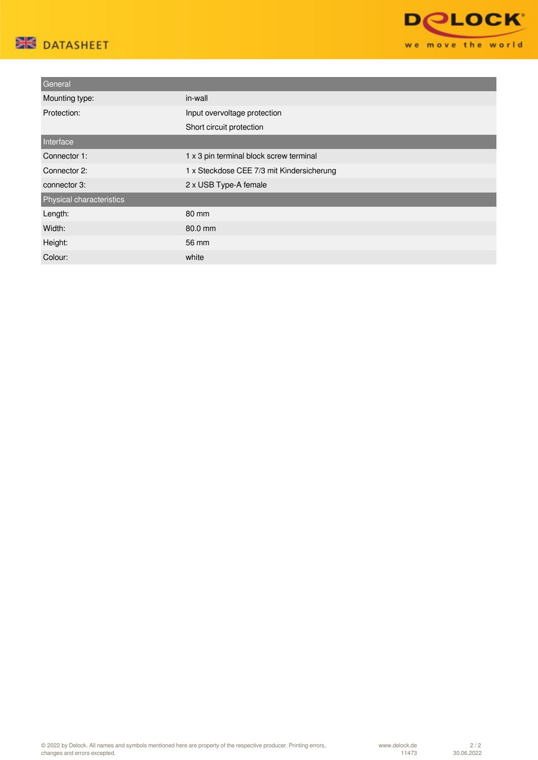| | |
|---|---|
| **General** | |
| Mounting type: | in-wall |
| Protection: | Input overvoltage protection<br>Short circuit protection |
| **Interface** | |
| Connector 1: | 1 x 3 pin terminal block screw terminal |
| Connector 2: | 1 x Steckdose CEE 7/3 mit Kindersicherung |
| connector 3: | 2 x USB Type-A female |
| **Physical characteristics** | |
| Length: | 80 mm |
| Width: | 80.0 mm |
| Height: | 56 mm |
| Colour: | white |

© 2022 by Delock. All names and symbols mentioned here are property of the respective producer. Printing errors, changes and errors excepted.

www.delock.de
11473
30.06.2022